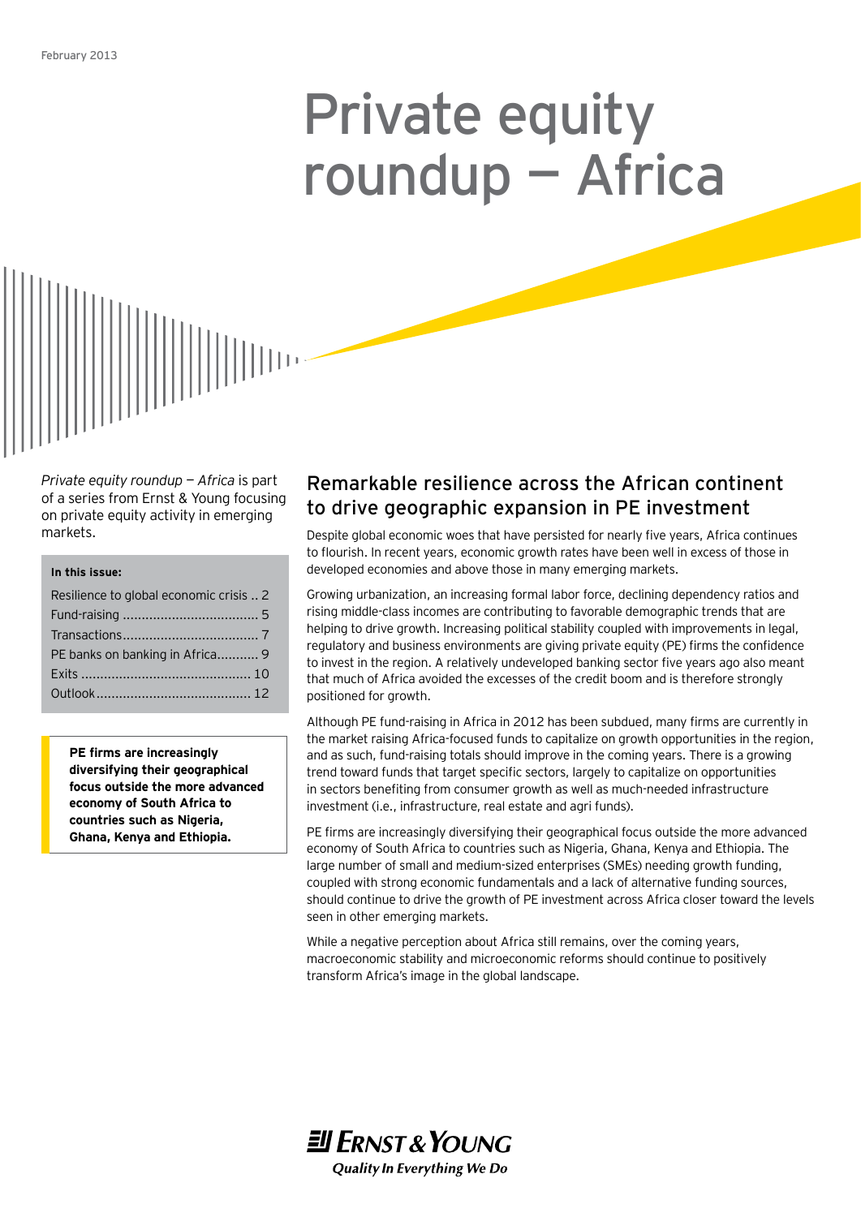February 2013

# Private equity roundup — Africa

*Private equity roundup — Africa* is part of a series from Ernst & Young focusing on private equity activity in emerging markets.

**In this issue:**

- Resilience to global economic crisis .. 2
- Fund-raising .................................... 5
- Transactions.................................... 7
- PE banks on banking in Africa........... 9
- Exits ............................................ 10
- Outlook......................................... 12

**PE firms are increasingly diversifying their geographical focus outside the more advanced economy of South Africa to countries such as Nigeria, Ghana, Kenya and Ethiopia.**

## Remarkable resilience across the African continent to drive geographic expansion in PE investment

Despite global economic woes that have persisted for nearly five years, Africa continues to flourish. In recent years, economic growth rates have been well in excess of those in developed economies and above those in many emerging markets.

Growing urbanization, an increasing formal labor force, declining dependency ratios and rising middle-class incomes are contributing to favorable demographic trends that are helping to drive growth. Increasing political stability coupled with improvements in legal, regulatory and business environments are giving private equity (PE) firms the confidence to invest in the region. A relatively undeveloped banking sector five years ago also meant that much of Africa avoided the excesses of the credit boom and is therefore strongly positioned for growth.

Although PE fund-raising in Africa in 2012 has been subdued, many firms are currently in the market raising Africa-focused funds to capitalize on growth opportunities in the region, and as such, fund-raising totals should improve in the coming years. There is a growing trend toward funds that target specific sectors, largely to capitalize on opportunities in sectors benefiting from consumer growth as well as much-needed infrastructure investment (i.e., infrastructure, real estate and agri funds).

PE firms are increasingly diversifying their geographical focus outside the more advanced economy of South Africa to countries such as Nigeria, Ghana, Kenya and Ethiopia. The large number of small and medium-sized enterprises (SMEs) needing growth funding, coupled with strong economic fundamentals and a lack of alternative funding sources, should continue to drive the growth of PE investment across Africa closer toward the levels seen in other emerging markets.

While a negative perception about Africa still remains, over the coming years, macroeconomic stability and microeconomic reforms should continue to positively transform Africa's image in the global landscape.

Ernst & Young
*Quality In Everything We Do*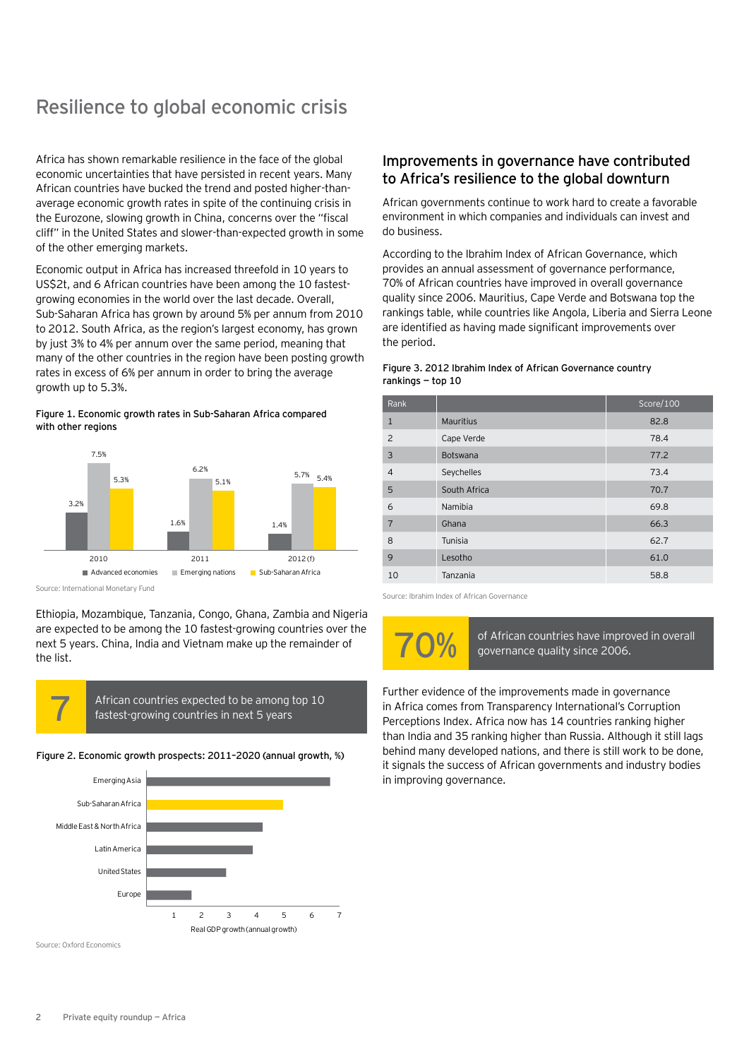# Resilience to global economic crisis

Africa has shown remarkable resilience in the face of the global economic uncertainties that have persisted in recent years. Many African countries have bucked the trend and posted higher-than-average economic growth rates in spite of the continuing crisis in the Eurozone, slowing growth in China, concerns over the "fiscal cliff" in the United States and slower-than-expected growth in some of the other emerging markets.

Economic output in Africa has increased threefold in 10 years to US$2t, and 6 African countries have been among the 10 fastest-growing economies in the world over the last decade. Overall, Sub-Saharan Africa has grown by around 5% per annum from 2010 to 2012. South Africa, as the region's largest economy, has grown by just 3% to 4% per annum over the same period, meaning that many of the other countries in the region have been posting growth rates in excess of 6% per annum in order to bring the average growth up to 5.3%.

**Figure 1. Economic growth rates in Sub-Saharan Africa compared with other regions**

| | Advanced economies | Emerging nations | Sub-Saharan Africa |
|---|---|---|---|
| 2010 | 3.2% | 7.5% | 5.3% |
| 2011 | 1.6% | 6.2% | 5.1% |
| 2012 (f) | 1.4% | 5.7% | 5.4% |

Source: International Monetary Fund

Ethiopia, Mozambique, Tanzania, Congo, Ghana, Zambia and Nigeria are expected to be among the 10 fastest-growing countries over the next 5 years. China, India and Vietnam make up the remainder of the list.

**7** African countries expected to be among top 10 fastest-growing countries in next 5 years

**Figure 2. Economic growth prospects: 2011–2020 (annual growth, %)**

Emerging Asia; Sub-Saharan Africa; Middle East & North Africa; Latin America; United States; Europe

Real GDP growth (annual growth)

Source: Oxford Economics

## Improvements in governance have contributed to Africa's resilience to the global downturn

African governments continue to work hard to create a favorable environment in which companies and individuals can invest and do business.

According to the Ibrahim Index of African Governance, which provides an annual assessment of governance performance, 70% of African countries have improved in overall governance quality since 2006. Mauritius, Cape Verde and Botswana top the rankings table, while countries like Angola, Liberia and Sierra Leone are identified as having made significant improvements over the period.

**Figure 3. 2012 Ibrahim Index of African Governance country rankings — top 10**

| Rank | | Score/100 |
|---|---|---|
| 1 | Mauritius | 82.8 |
| 2 | Cape Verde | 78.4 |
| 3 | Botswana | 77.2 |
| 4 | Seychelles | 73.4 |
| 5 | South Africa | 70.7 |
| 6 | Namibia | 69.8 |
| 7 | Ghana | 66.3 |
| 8 | Tunisia | 62.7 |
| 9 | Lesotho | 61.0 |
| 10 | Tanzania | 58.8 |

Source: Ibrahim Index of African Governance

**70%** of African countries have improved in overall governance quality since 2006.

Further evidence of the improvements made in governance in Africa comes from Transparency International's Corruption Perceptions Index. Africa now has 14 countries ranking higher than India and 35 ranking higher than Russia. Although it still lags behind many developed nations, and there is still work to be done, it signals the success of African governments and industry bodies in improving governance.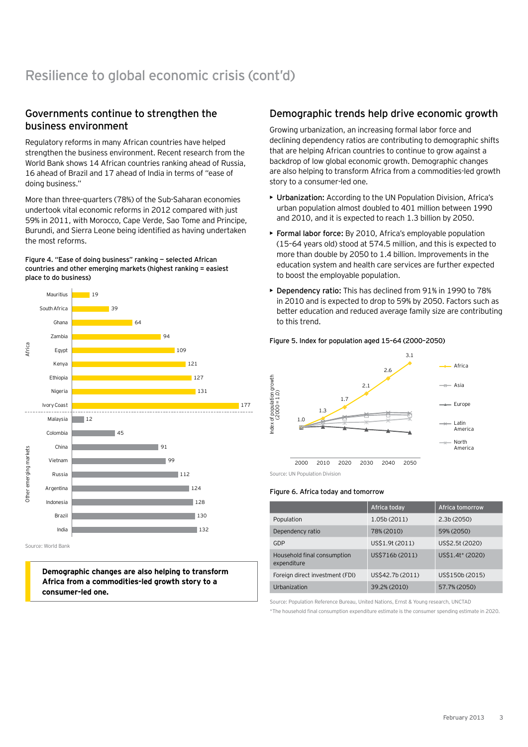# Resilience to global economic crisis (cont'd)

## Governments continue to strengthen the business environment

Regulatory reforms in many African countries have helped strengthen the business environment. Recent research from the World Bank shows 14 African countries ranking ahead of Russia, 16 ahead of Brazil and 17 ahead of India in terms of "ease of doing business."

More than three-quarters (78%) of the Sub-Saharan economies undertook vital economic reforms in 2012 compared with just 59% in 2011, with Morocco, Cape Verde, Sao Tome and Principe, Burundi, and Sierra Leone being identified as having undertaken the most reforms.

**Figure 4. "Ease of doing business" ranking — selected African countries and other emerging markets (highest ranking = easiest place to do business)**

| Group | Country | Ranking |
|---|---|---|
| Africa | Mauritius | 19 |
| Africa | South Africa | 39 |
| Africa | Ghana | 64 |
| Africa | Zambia | 94 |
| Africa | Egypt | 109 |
| Africa | Kenya | 121 |
| Africa | Ethiopia | 127 |
| Africa | Nigeria | 131 |
| Africa | Ivory Coast | 177 |
| Other emerging markets | Malaysia | 12 |
| Other emerging markets | Colombia | 45 |
| Other emerging markets | China | 91 |
| Other emerging markets | Vietnam | 99 |
| Other emerging markets | Russia | 112 |
| Other emerging markets | Argentina | 124 |
| Other emerging markets | Indonesia | 128 |
| Other emerging markets | Brazil | 130 |
| Other emerging markets | India | 132 |

Source: World Bank

**Demographic changes are also helping to transform Africa from a commodities-led growth story to a consumer-led one.**

## Demographic trends help drive economic growth

Growing urbanization, an increasing formal labor force and declining dependency ratios are contributing to demographic shifts that are helping African countries to continue to grow against a backdrop of low global economic growth. Demographic changes are also helping to transform Africa from a commodities-led growth story to a consumer-led one.

- **Urbanization:** According to the UN Population Division, Africa's urban population almost doubled to 401 million between 1990 and 2010, and it is expected to reach 1.3 billion by 2050.
- **Formal labor force:** By 2010, Africa's employable population (15–64 years old) stood at 574.5 million, and this is expected to more than double by 2050 to 1.4 billion. Improvements in the education system and health care services are further expected to boost the employable population.
- **Dependency ratio:** This has declined from 91% in 1990 to 78% in 2010 and is expected to drop to 59% by 2050. Factors such as better education and reduced average family size are contributing to this trend.

**Figure 5. Index for population aged 15–64 (2000–2050)**

Index of population growth (2000 = 1.0)

| Year | 2000 | 2010 | 2020 | 2030 | 2040 | 2050 |
|---|---|---|---|---|---|---|
| Africa | 1.0 | 1.3 | 1.7 | 2.1 | 2.6 | 3.1 |

Legend: Africa, Asia, Europe, Latin America, North America

Source: UN Population Division

**Figure 6. Africa today and tomorrow**

| | Africa today | Africa tomorrow |
|---|---|---|
| Population | 1.05b (2011) | 2.3b (2050) |
| Dependency ratio | 78% (2010) | 59% (2050) |
| GDP | US$1.9t (2011) | US$2.5t (2020) |
| Household final consumption expenditure | US$716b (2011) | US$1.4t* (2020) |
| Foreign direct investment (FDI) | US$42.7b (2011) | US$150b (2015) |
| Urbanization | 39.2% (2010) | 57.7% (2050) |

Source: Population Reference Bureau, United Nations, Ernst & Young research, UNCTAD

*The household final consumption expenditure estimate is the consumer spending estimate in 2020.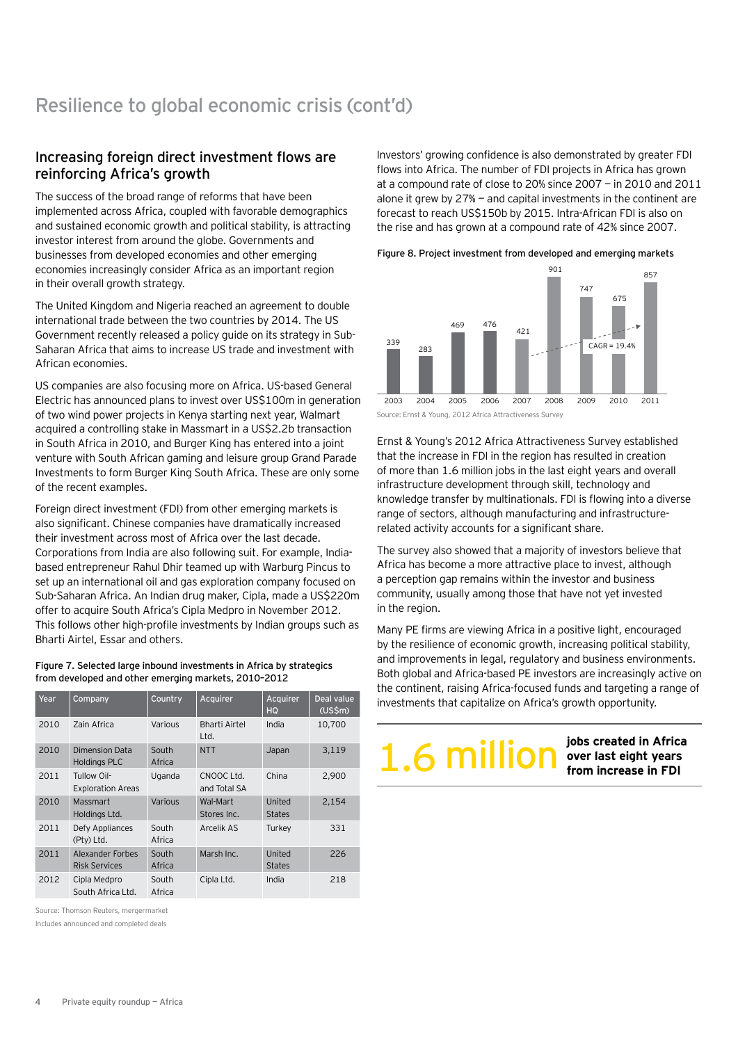# Resilience to global economic crisis (cont'd)

## Increasing foreign direct investment flows are reinforcing Africa's growth

The success of the broad range of reforms that have been implemented across Africa, coupled with favorable demographics and sustained economic growth and political stability, is attracting investor interest from around the globe. Governments and businesses from developed economies and other emerging economies increasingly consider Africa as an important region in their overall growth strategy.

The United Kingdom and Nigeria reached an agreement to double international trade between the two countries by 2014. The US Government recently released a policy guide on its strategy in Sub-Saharan Africa that aims to increase US trade and investment with African economies.

US companies are also focusing more on Africa. US-based General Electric has announced plans to invest over US$100m in generation of two wind power projects in Kenya starting next year, Walmart acquired a controlling stake in Massmart in a US$2.2b transaction in South Africa in 2010, and Burger King has entered into a joint venture with South African gaming and leisure group Grand Parade Investments to form Burger King South Africa. These are only some of the recent examples.

Foreign direct investment (FDI) from other emerging markets is also significant. Chinese companies have dramatically increased their investment across most of Africa over the last decade. Corporations from India are also following suit. For example, India-based entrepreneur Rahul Dhir teamed up with Warburg Pincus to set up an international oil and gas exploration company focused on Sub-Saharan Africa. An Indian drug maker, Cipla, made a US$220m offer to acquire South Africa's Cipla Medpro in November 2012. This follows other high-profile investments by Indian groups such as Bharti Airtel, Essar and others.

Figure 7. Selected large inbound investments in Africa by strategics from developed and other emerging markets, 2010–2012

| Year | Company | Country | Acquirer | Acquirer HQ | Deal value (US$m) |
|---|---|---|---|---|---|
| 2010 | Zain Africa | Various | Bharti Airtel Ltd. | India | 10,700 |
| 2010 | Dimension Data Holdings PLC | South Africa | NTT | Japan | 3,119 |
| 2011 | Tullow Oil-Exploration Areas | Uganda | CNOOC Ltd. and Total SA | China | 2,900 |
| 2010 | Massmart Holdings Ltd. | Various | Wal-Mart Stores Inc. | United States | 2,154 |
| 2011 | Defy Appliances (Pty) Ltd. | South Africa | Arcelik AS | Turkey | 331 |
| 2011 | Alexander Forbes Risk Services | South Africa | Marsh Inc. | United States | 226 |
| 2012 | Cipla Medpro South Africa Ltd. | South Africa | Cipla Ltd. | India | 218 |

Source: Thomson Reuters, mergermarket
Includes announced and completed deals

Investors' growing confidence is also demonstrated by greater FDI flows into Africa. The number of FDI projects in Africa has grown at a compound rate of close to 20% since 2007 — in 2010 and 2011 alone it grew by 27% — and capital investments in the continent are forecast to reach US$150b by 2015. Intra-African FDI is also on the rise and has grown at a compound rate of 42% since 2007.

Figure 8. Project investment from developed and emerging markets

| Year | 2003 | 2004 | 2005 | 2006 | 2007 | 2008 | 2009 | 2010 | 2011 |
|---|---|---|---|---|---|---|---|---|---|
| Projects | 339 | 283 | 469 | 476 | 421 | 901 | 747 | 675 | 857 |

CAGR = 19.4%

Source: Ernst & Young, 2012 Africa Attractiveness Survey

Ernst & Young's 2012 Africa Attractiveness Survey established that the increase in FDI in the region has resulted in creation of more than 1.6 million jobs in the last eight years and overall infrastructure development through skill, technology and knowledge transfer by multinationals. FDI is flowing into a diverse range of sectors, although manufacturing and infrastructure-related activity accounts for a significant share.

The survey also showed that a majority of investors believe that Africa has become a more attractive place to invest, although a perception gap remains within the investor and business community, usually among those that have not yet invested in the region.

Many PE firms are viewing Africa in a positive light, encouraged by the resilience of economic growth, increasing political stability, and improvements in legal, regulatory and business environments. Both global and Africa-based PE investors are increasingly active on the continent, raising Africa-focused funds and targeting a range of investments that capitalize on Africa's growth opportunity.

**1.6 million** **jobs created in Africa over last eight years from increase in FDI**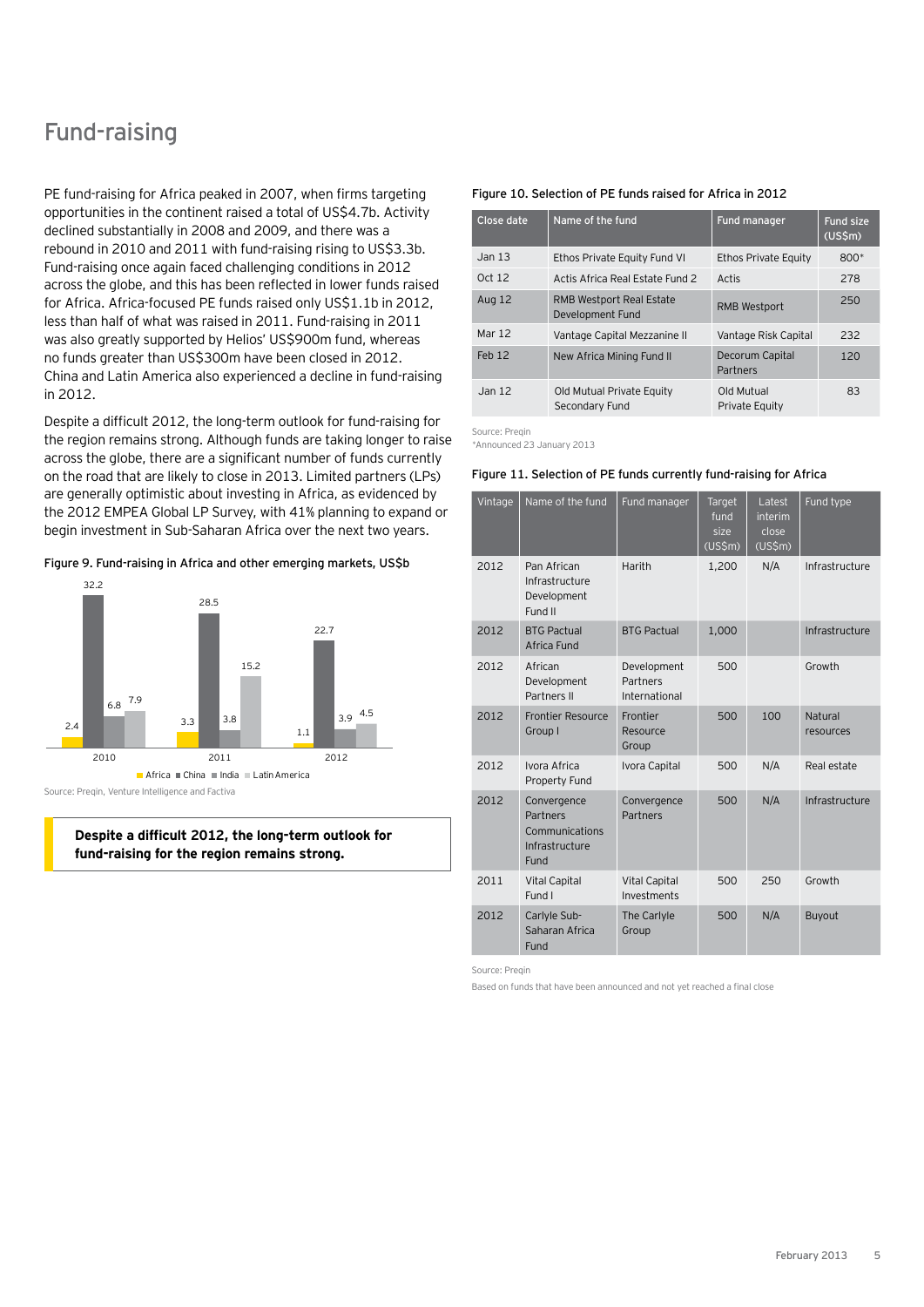# Fund-raising

PE fund-raising for Africa peaked in 2007, when firms targeting opportunities in the continent raised a total of US$4.7b. Activity declined substantially in 2008 and 2009, and there was a rebound in 2010 and 2011 with fund-raising rising to US$3.3b. Fund-raising once again faced challenging conditions in 2012 across the globe, and this has been reflected in lower funds raised for Africa. Africa-focused PE funds raised only US$1.1b in 2012, less than half of what was raised in 2011. Fund-raising in 2011 was also greatly supported by Helios' US$900m fund, whereas no funds greater than US$300m have been closed in 2012. China and Latin America also experienced a decline in fund-raising in 2012.

Despite a difficult 2012, the long-term outlook for fund-raising for the region remains strong. Although funds are taking longer to raise across the globe, there are a significant number of funds currently on the road that are likely to close in 2013. Limited partners (LPs) are generally optimistic about investing in Africa, as evidenced by the 2012 EMPEA Global LP Survey, with 41% planning to expand or begin investment in Sub-Saharan Africa over the next two years.

Figure 9. Fund-raising in Africa and other emerging markets, US$b

| | Africa | China | India | Latin America |
|---|---|---|---|---|
| 2010 | 2.4 | 32.2 | 6.8 | 7.9 |
| 2011 | 3.3 | 28.5 | 3.8 | 15.2 |
| 2012 | 1.1 | 22.7 | 3.9 | 4.5 |

Source: Preqin, Venture Intelligence and Factiva

**Despite a difficult 2012, the long-term outlook for fund-raising for the region remains strong.**

Figure 10. Selection of PE funds raised for Africa in 2012

| Close date | Name of the fund | Fund manager | Fund size (US$m) |
|---|---|---|---|
| Jan 13 | Ethos Private Equity Fund VI | Ethos Private Equity | 800* |
| Oct 12 | Actis Africa Real Estate Fund 2 | Actis | 278 |
| Aug 12 | RMB Westport Real Estate Development Fund | RMB Westport | 250 |
| Mar 12 | Vantage Capital Mezzanine II | Vantage Risk Capital | 232 |
| Feb 12 | New Africa Mining Fund II | Decorum Capital Partners | 120 |
| Jan 12 | Old Mutual Private Equity Secondary Fund | Old Mutual Private Equity | 83 |

Source: Preqin
*Announced 23 January 2013

Figure 11. Selection of PE funds currently fund-raising for Africa

| Vintage | Name of the fund | Fund manager | Target fund size (US$m) | Latest interim close (US$m) | Fund type |
|---|---|---|---|---|---|
| 2012 | Pan African Infrastructure Development Fund II | Harith | 1,200 | N/A | Infrastructure |
| 2012 | BTG Pactual Africa Fund | BTG Pactual | 1,000 | | Infrastructure |
| 2012 | African Development Partners II | Development Partners International | 500 | | Growth |
| 2012 | Frontier Resource Group I | Frontier Resource Group | 500 | 100 | Natural resources |
| 2012 | Ivora Africa Property Fund | Ivora Capital | 500 | N/A | Real estate |
| 2012 | Convergence Partners Communications Infrastructure Fund | Convergence Partners | 500 | N/A | Infrastructure |
| 2011 | Vital Capital Fund I | Vital Capital Investments | 500 | 250 | Growth |
| 2012 | Carlyle Sub-Saharan Africa Fund | The Carlyle Group | 500 | N/A | Buyout |

Source: Preqin
Based on funds that have been announced and not yet reached a final close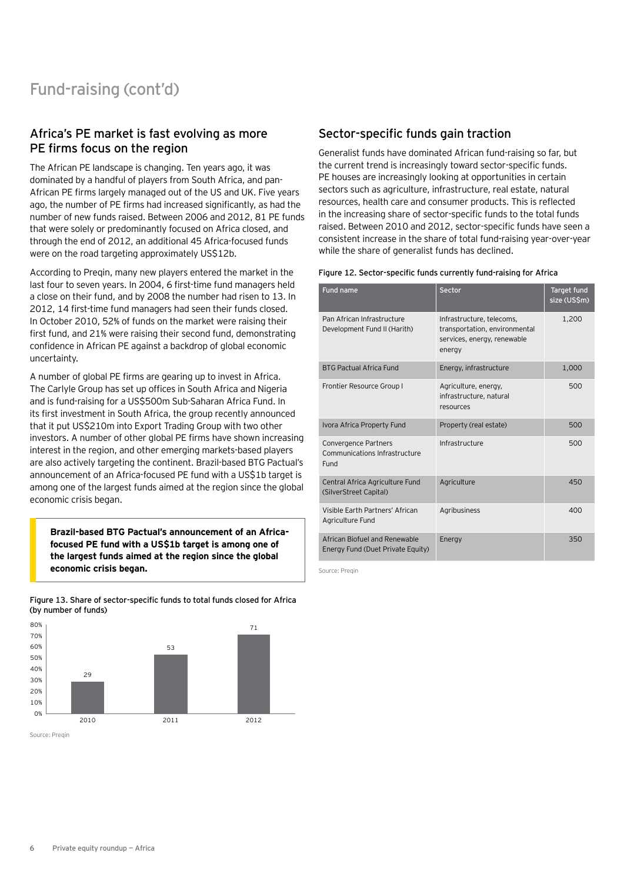# Fund-raising (cont'd)

## Africa's PE market is fast evolving as more PE firms focus on the region

The African PE landscape is changing. Ten years ago, it was dominated by a handful of players from South Africa, and pan-African PE firms largely managed out of the US and UK. Five years ago, the number of PE firms had increased significantly, as had the number of new funds raised. Between 2006 and 2012, 81 PE funds that were solely or predominantly focused on Africa closed, and through the end of 2012, an additional 45 Africa-focused funds were on the road targeting approximately US$12b.

According to Preqin, many new players entered the market in the last four to seven years. In 2004, 6 first-time fund managers held a close on their fund, and by 2008 the number had risen to 13. In 2012, 14 first-time fund managers had seen their funds closed. In October 2010, 52% of funds on the market were raising their first fund, and 21% were raising their second fund, demonstrating confidence in African PE against a backdrop of global economic uncertainty.

A number of global PE firms are gearing up to invest in Africa. The Carlyle Group has set up offices in South Africa and Nigeria and is fund-raising for a US$500m Sub-Saharan Africa Fund. In its first investment in South Africa, the group recently announced that it put US$210m into Export Trading Group with two other investors. A number of other global PE firms have shown increasing interest in the region, and other emerging markets-based players are also actively targeting the continent. Brazil-based BTG Pactual's announcement of an Africa-focused PE fund with a US$1b target is among one of the largest funds aimed at the region since the global economic crisis began.

> **Brazil-based BTG Pactual's announcement of an Africa-focused PE fund with a US$1b target is among one of the largest funds aimed at the region since the global economic crisis began.**

Figure 13. Share of sector-specific funds to total funds closed for Africa (by number of funds)

| Year | Share (%) |
|---|---|
| 2010 | 29 |
| 2011 | 53 |
| 2012 | 71 |

Source: Preqin

## Sector-specific funds gain traction

Generalist funds have dominated African fund-raising so far, but the current trend is increasingly toward sector-specific funds. PE houses are increasingly looking at opportunities in certain sectors such as agriculture, infrastructure, real estate, natural resources, health care and consumer products. This is reflected in the increasing share of sector-specific funds to the total funds raised. Between 2010 and 2012, sector-specific funds have seen a consistent increase in the share of total fund-raising year-over-year while the share of generalist funds has declined.

Figure 12. Sector-specific funds currently fund-raising for Africa

| Fund name | Sector | Target fund size (US$m) |
|---|---|---|
| Pan African Infrastructure Development Fund II (Harith) | Infrastructure, telecoms, transportation, environmental services, energy, renewable energy | 1,200 |
| BTG Pactual Africa Fund | Energy, infrastructure | 1,000 |
| Frontier Resource Group I | Agriculture, energy, infrastructure, natural resources | 500 |
| Ivora Africa Property Fund | Property (real estate) | 500 |
| Convergence Partners Communications Infrastructure Fund | Infrastructure | 500 |
| Central Africa Agriculture Fund (SilverStreet Capital) | Agriculture | 450 |
| Visible Earth Partners' African Agriculture Fund | Agribusiness | 400 |
| African Biofuel and Renewable Energy Fund (Duet Private Equity) | Energy | 350 |

Source: Preqin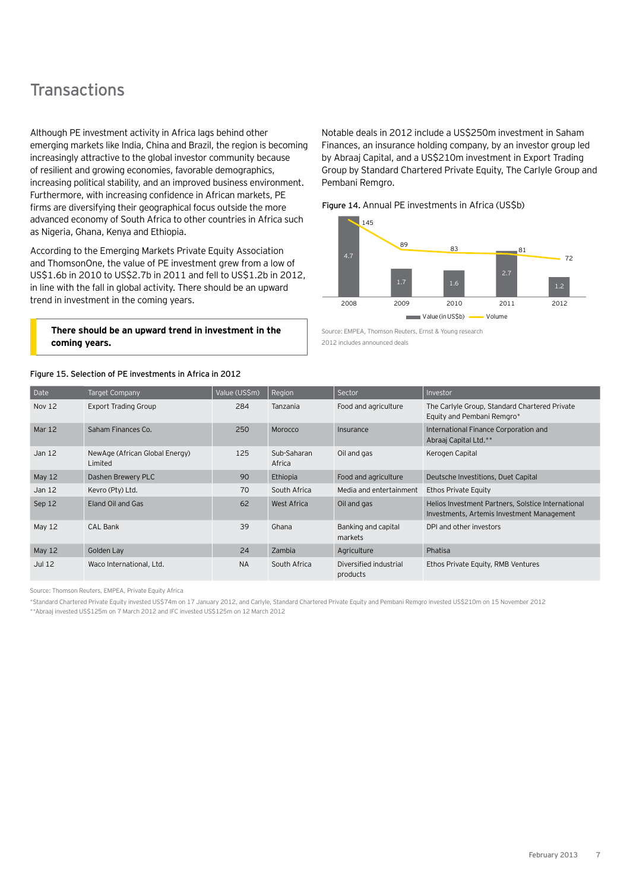# Transactions

Although PE investment activity in Africa lags behind other emerging markets like India, China and Brazil, the region is becoming increasingly attractive to the global investor community because of resilient and growing economies, favorable demographics, increasing political stability, and an improved business environment. Furthermore, with increasing confidence in African markets, PE firms are diversifying their geographical focus outside the more advanced economy of South Africa to other countries in Africa such as Nigeria, Ghana, Kenya and Ethiopia.

According to the Emerging Markets Private Equity Association and ThomsonOne, the value of PE investment grew from a low of US$1.6b in 2010 to US$2.7b in 2011 and fell to US$1.2b in 2012, in line with the fall in global activity. There should be an upward trend in investment in the coming years.

**There should be an upward trend in investment in the coming years.**

Notable deals in 2012 include a US$250m investment in Saham Finances, an insurance holding company, by an investor group led by Abraaj Capital, and a US$210m investment in Export Trading Group by Standard Chartered Private Equity, The Carlyle Group and Pembani Remgro.

Figure 14. Annual PE investments in Africa (US$b)

| Year | Value (in US$b) | Volume |
|---|---|---|
| 2008 | 4.7 | 145 |
| 2009 | 1.7 | 89 |
| 2010 | 1.6 | 83 |
| 2011 | 2.7 | 81 |
| 2012 | 1.2 | 72 |

Source: EMPEA, Thomson Reuters, Ernst & Young research

2012 includes announced deals

Figure 15. Selection of PE investments in Africa in 2012

| Date | Target Company | Value (US$m) | Region | Sector | Investor |
|---|---|---|---|---|---|
| Nov 12 | Export Trading Group | 284 | Tanzania | Food and agriculture | The Carlyle Group, Standard Chartered Private Equity and Pembani Remgro* |
| Mar 12 | Saham Finances Co. | 250 | Morocco | Insurance | International Finance Corporation and Abraaj Capital Ltd.** |
| Jan 12 | NewAge (African Global Energy) Limited | 125 | Sub-Saharan Africa | Oil and gas | Kerogen Capital |
| May 12 | Dashen Brewery PLC | 90 | Ethiopia | Food and agriculture | Deutsche Investitions, Duet Capital |
| Jan 12 | Kevro (Pty) Ltd. | 70 | South Africa | Media and entertainment | Ethos Private Equity |
| Sep 12 | Eland Oil and Gas | 62 | West Africa | Oil and gas | Helios Investment Partners, Solstice International Investments, Artemis Investment Management |
| May 12 | CAL Bank | 39 | Ghana | Banking and capital markets | DPI and other investors |
| May 12 | Golden Lay | 24 | Zambia | Agriculture | Phatisa |
| Jul 12 | Waco International, Ltd. | NA | South Africa | Diversified industrial products | Ethos Private Equity, RMB Ventures |

Source: Thomson Reuters, EMPEA, Private Equity Africa

*Standard Chartered Private Equity invested US$74m on 17 January 2012, and Carlyle, Standard Chartered Private Equity and Pembani Remgro invested US$210m on 15 November 2012

**Abraaj invested US$125m on 7 March 2012 and IFC invested US$125m on 12 March 2012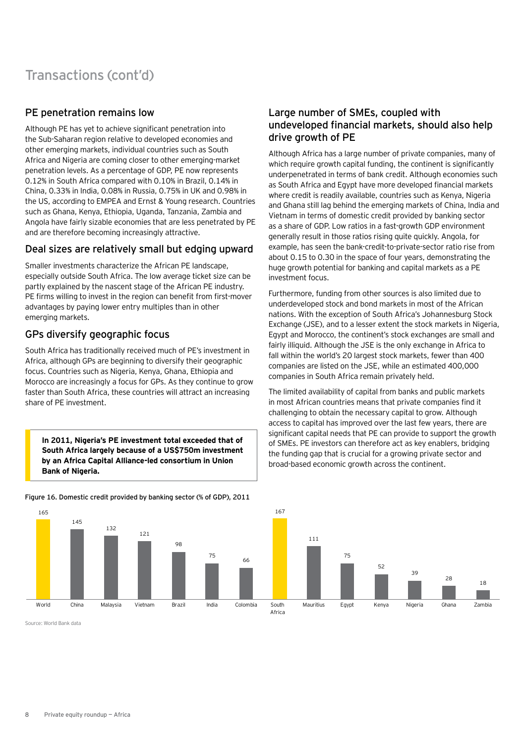# Transactions (cont'd)

## PE penetration remains low

Although PE has yet to achieve significant penetration into the Sub-Saharan region relative to developed economies and other emerging markets, individual countries such as South Africa and Nigeria are coming closer to other emerging-market penetration levels. As a percentage of GDP, PE now represents 0.12% in South Africa compared with 0.10% in Brazil, 0.14% in China, 0.33% in India, 0.08% in Russia, 0.75% in UK and 0.98% in the US, according to EMPEA and Ernst & Young research. Countries such as Ghana, Kenya, Ethiopia, Uganda, Tanzania, Zambia and Angola have fairly sizable economies that are less penetrated by PE and are therefore becoming increasingly attractive.

## Deal sizes are relatively small but edging upward

Smaller investments characterize the African PE landscape, especially outside South Africa. The low average ticket size can be partly explained by the nascent stage of the African PE industry. PE firms willing to invest in the region can benefit from first-mover advantages by paying lower entry multiples than in other emerging markets.

## GPs diversify geographic focus

South Africa has traditionally received much of PE's investment in Africa, although GPs are beginning to diversify their geographic focus. Countries such as Nigeria, Kenya, Ghana, Ethiopia and Morocco are increasingly a focus for GPs. As they continue to grow faster than South Africa, these countries will attract an increasing share of PE investment.

**In 2011, Nigeria's PE investment total exceeded that of South Africa largely because of a US$750m investment by an Africa Capital Alliance-led consortium in Union Bank of Nigeria.**

## Large number of SMEs, coupled with undeveloped financial markets, should also help drive growth of PE

Although Africa has a large number of private companies, many of which require growth capital funding, the continent is significantly underpenetrated in terms of bank credit. Although economies such as South Africa and Egypt have more developed financial markets where credit is readily available, countries such as Kenya, Nigeria and Ghana still lag behind the emerging markets of China, India and Vietnam in terms of domestic credit provided by banking sector as a share of GDP. Low ratios in a fast-growth GDP environment generally result in those ratios rising quite quickly. Angola, for example, has seen the bank-credit-to-private-sector ratio rise from about 0.15 to 0.30 in the space of four years, demonstrating the huge growth potential for banking and capital markets as a PE investment focus.

Furthermore, funding from other sources is also limited due to underdeveloped stock and bond markets in most of the African nations. With the exception of South Africa's Johannesburg Stock Exchange (JSE), and to a lesser extent the stock markets in Nigeria, Egypt and Morocco, the continent's stock exchanges are small and fairly illiquid. Although the JSE is the only exchange in Africa to fall within the world's 20 largest stock markets, fewer than 400 companies are listed on the JSE, while an estimated 400,000 companies in South Africa remain privately held.

The limited availability of capital from banks and public markets in most African countries means that private companies find it challenging to obtain the necessary capital to grow. Although access to capital has improved over the last few years, there are significant capital needs that PE can provide to support the growth of SMEs. PE investors can therefore act as key enablers, bridging the funding gap that is crucial for a growing private sector and broad-based economic growth across the continent.

Figure 16. Domestic credit provided by banking sector (% of GDP), 2011

| Country | % of GDP |
|---|---|
| World | 165 |
| China | 145 |
| Malaysia | 132 |
| Vietnam | 121 |
| Brazil | 98 |
| India | 75 |
| Colombia | 66 |
| South Africa | 167 |
| Mauritius | 111 |
| Egypt | 75 |
| Kenya | 52 |
| Nigeria | 39 |
| Ghana | 28 |
| Zambia | 18 |

Source: World Bank data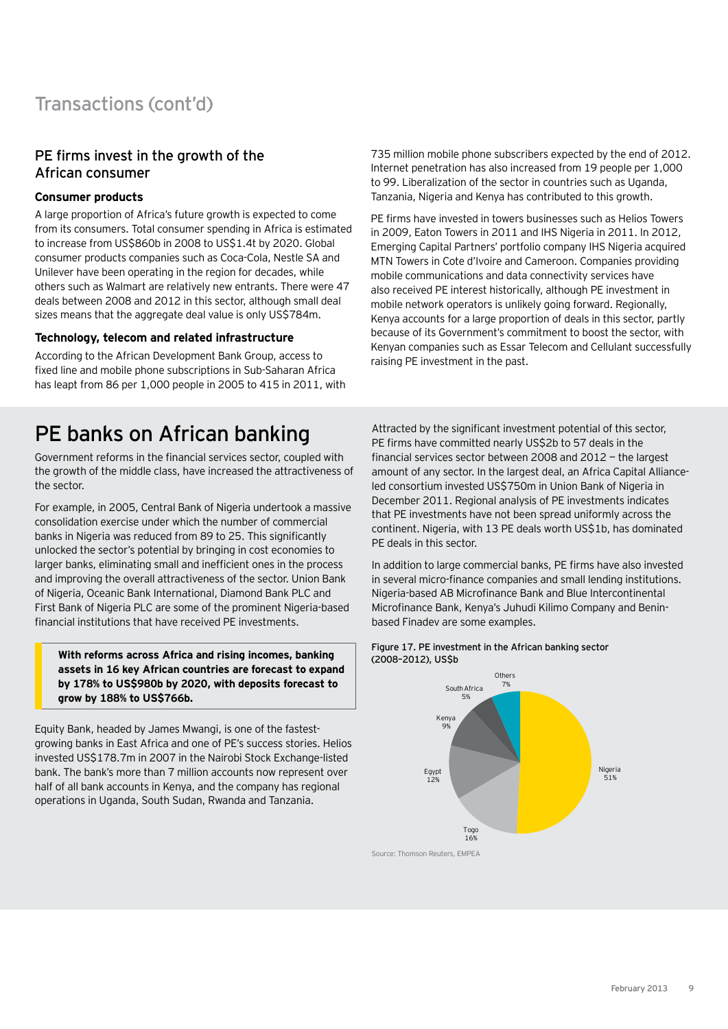## Transactions (cont'd)

### PE firms invest in the growth of the African consumer

#### Consumer products

A large proportion of Africa's future growth is expected to come from its consumers. Total consumer spending in Africa is estimated to increase from US$860b in 2008 to US$1.4t by 2020. Global consumer products companies such as Coca-Cola, Nestle SA and Unilever have been operating in the region for decades, while others such as Walmart are relatively new entrants. There were 47 deals between 2008 and 2012 in this sector, although small deal sizes means that the aggregate deal value is only US$784m.

#### Technology, telecom and related infrastructure

According to the African Development Bank Group, access to fixed line and mobile phone subscriptions in Sub-Saharan Africa has leapt from 86 per 1,000 people in 2005 to 415 in 2011, with 735 million mobile phone subscribers expected by the end of 2012. Internet penetration has also increased from 19 people per 1,000 to 99. Liberalization of the sector in countries such as Uganda, Tanzania, Nigeria and Kenya has contributed to this growth.

PE firms have invested in towers businesses such as Helios Towers in 2009, Eaton Towers in 2011 and IHS Nigeria in 2011. In 2012, Emerging Capital Partners' portfolio company IHS Nigeria acquired MTN Towers in Cote d'Ivoire and Cameroon. Companies providing mobile communications and data connectivity services have also received PE interest historically, although PE investment in mobile network operators is unlikely going forward. Regionally, Kenya accounts for a large proportion of deals in this sector, partly because of its Government's commitment to boost the sector, with Kenyan companies such as Essar Telecom and Cellulant successfully raising PE investment in the past.

## PE banks on African banking

Government reforms in the financial services sector, coupled with the growth of the middle class, have increased the attractiveness of the sector.

For example, in 2005, Central Bank of Nigeria undertook a massive consolidation exercise under which the number of commercial banks in Nigeria was reduced from 89 to 25. This significantly unlocked the sector's potential by bringing in cost economies to larger banks, eliminating small and inefficient ones in the process and improving the overall attractiveness of the sector. Union Bank of Nigeria, Oceanic Bank International, Diamond Bank PLC and First Bank of Nigeria PLC are some of the prominent Nigeria-based financial institutions that have received PE investments.

> **With reforms across Africa and rising incomes, banking assets in 16 key African countries are forecast to expand by 178% to US$980b by 2020, with deposits forecast to grow by 188% to US$766b.**

Equity Bank, headed by James Mwangi, is one of the fastest-growing banks in East Africa and one of PE's success stories. Helios invested US$178.7m in 2007 in the Nairobi Stock Exchange-listed bank. The bank's more than 7 million accounts now represent over half of all bank accounts in Kenya, and the company has regional operations in Uganda, South Sudan, Rwanda and Tanzania.

Attracted by the significant investment potential of this sector, PE firms have committed nearly US$2b to 57 deals in the financial services sector between 2008 and 2012 — the largest amount of any sector. In the largest deal, an Africa Capital Alliance-led consortium invested US$750m in Union Bank of Nigeria in December 2011. Regional analysis of PE investments indicates that PE investments have not been spread uniformly across the continent. Nigeria, with 13 PE deals worth US$1b, has dominated PE deals in this sector.

In addition to large commercial banks, PE firms have also invested in several micro-finance companies and small lending institutions. Nigeria-based AB Microfinance Bank and Blue Intercontinental Microfinance Bank, Kenya's Juhudi Kilimo Company and Benin-based Finadev are some examples.

Figure 17. PE investment in the African banking sector (2008–2012), US$b

| Country | Share |
|---|---|
| Nigeria | 51% |
| Togo | 16% |
| Egypt | 12% |
| Kenya | 9% |
| South Africa | 5% |
| Others | 7% |

Source: Thomson Reuters, EMPEA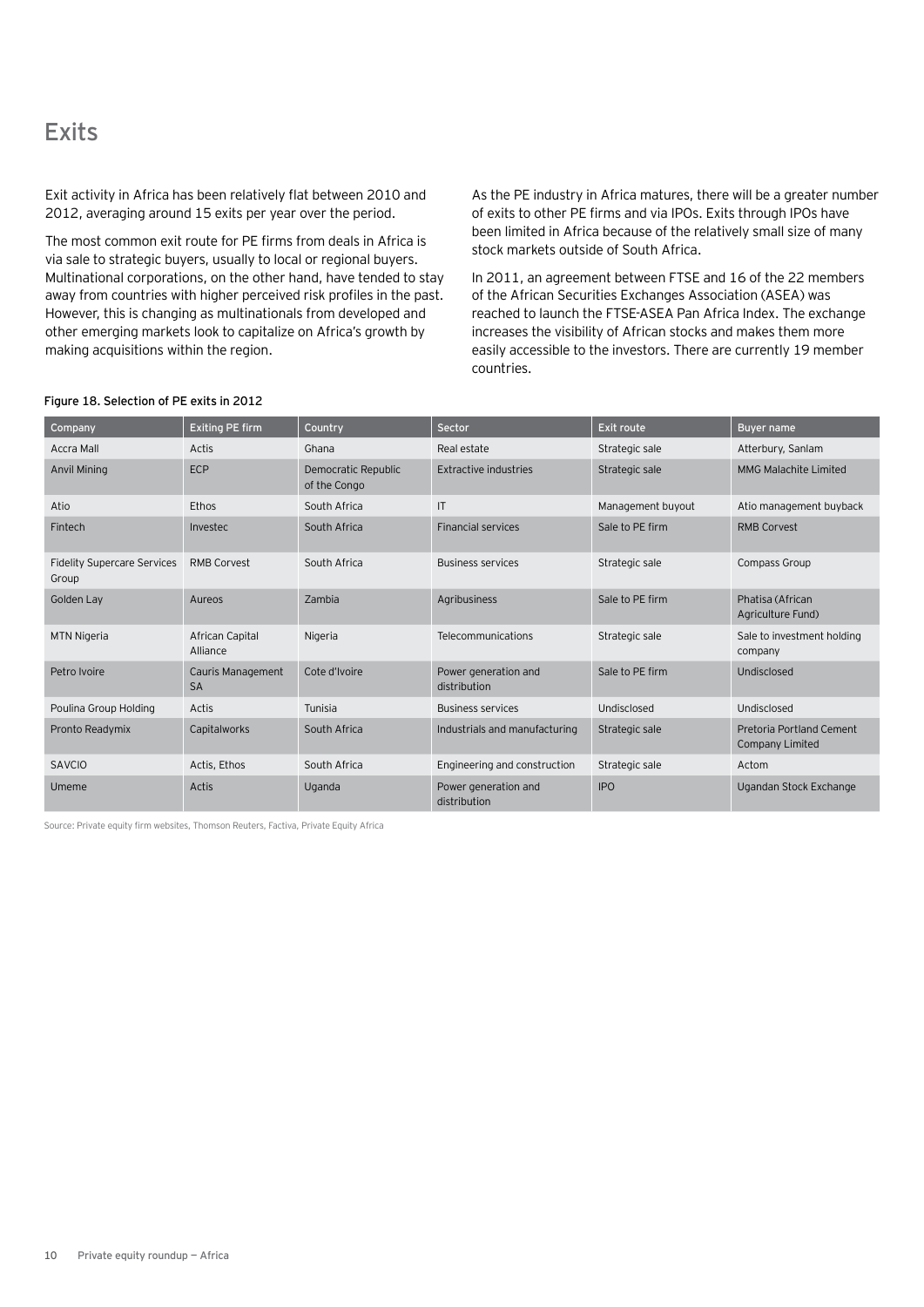# Exits

Exit activity in Africa has been relatively flat between 2010 and 2012, averaging around 15 exits per year over the period.

The most common exit route for PE firms from deals in Africa is via sale to strategic buyers, usually to local or regional buyers. Multinational corporations, on the other hand, have tended to stay away from countries with higher perceived risk profiles in the past. However, this is changing as multinationals from developed and other emerging markets look to capitalize on Africa's growth by making acquisitions within the region.

As the PE industry in Africa matures, there will be a greater number of exits to other PE firms and via IPOs. Exits through IPOs have been limited in Africa because of the relatively small size of many stock markets outside of South Africa.

In 2011, an agreement between FTSE and 16 of the 22 members of the African Securities Exchanges Association (ASEA) was reached to launch the FTSE-ASEA Pan Africa Index. The exchange increases the visibility of African stocks and makes them more easily accessible to the investors. There are currently 19 member countries.

Figure 18. Selection of PE exits in 2012

| Company | Exiting PE firm | Country | Sector | Exit route | Buyer name |
|---|---|---|---|---|---|
| Accra Mall | Actis | Ghana | Real estate | Strategic sale | Atterbury, Sanlam |
| Anvil Mining | ECP | Democratic Republic of the Congo | Extractive industries | Strategic sale | MMG Malachite Limited |
| Atio | Ethos | South Africa | IT | Management buyout | Atio management buyback |
| Fintech | Investec | South Africa | Financial services | Sale to PE firm | RMB Corvest |
| Fidelity Supercare Services Group | RMB Corvest | South Africa | Business services | Strategic sale | Compass Group |
| Golden Lay | Aureos | Zambia | Agribusiness | Sale to PE firm | Phatisa (African Agriculture Fund) |
| MTN Nigeria | African Capital Alliance | Nigeria | Telecommunications | Strategic sale | Sale to investment holding company |
| Petro Ivoire | Cauris Management SA | Cote d'Ivoire | Power generation and distribution | Sale to PE firm | Undisclosed |
| Poulina Group Holding | Actis | Tunisia | Business services | Undisclosed | Undisclosed |
| Pronto Readymix | Capitalworks | South Africa | Industrials and manufacturing | Strategic sale | Pretoria Portland Cement Company Limited |
| SAVCIO | Actis, Ethos | South Africa | Engineering and construction | Strategic sale | Actom |
| Umeme | Actis | Uganda | Power generation and distribution | IPO | Ugandan Stock Exchange |

Source: Private equity firm websites, Thomson Reuters, Factiva, Private Equity Africa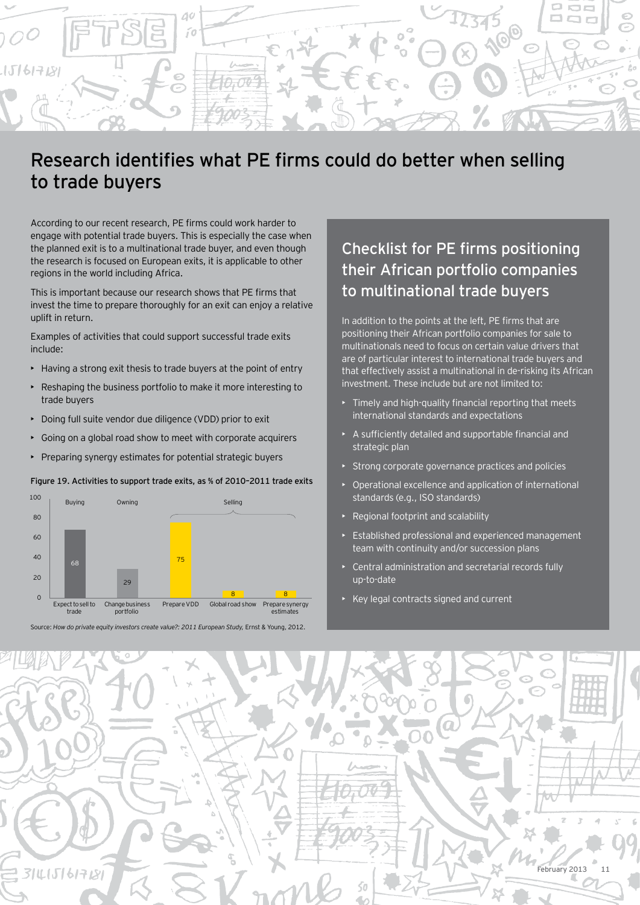# Research identifies what PE firms could do better when selling to trade buyers

According to our recent research, PE firms could work harder to engage with potential trade buyers. This is especially the case when the planned exit is to a multinational trade buyer, and even though the research is focused on European exits, it is applicable to other regions in the world including Africa.

This is important because our research shows that PE firms that invest the time to prepare thoroughly for an exit can enjoy a relative uplift in return.

Examples of activities that could support successful trade exits include:

- Having a strong exit thesis to trade buyers at the point of entry
- Reshaping the business portfolio to make it more interesting to trade buyers
- Doing full suite vendor due diligence (VDD) prior to exit
- Going on a global road show to meet with corporate acquirers
- Preparing synergy estimates for potential strategic buyers

**Figure 19. Activities to support trade exits, as % of 2010–2011 trade exits**

| Phase | Activity | % |
|---|---|---|
| Buying | Expect to sell to trade | 68 |
| Owning | Change business portfolio | 29 |
| Selling | Prepare VDD | 75 |
| Selling | Global road show | 8 |
| Selling | Prepare synergy estimates | 8 |

Source: *How do private equity investors create value?: 2011 European Study,* Ernst & Young, 2012.

## Checklist for PE firms positioning their African portfolio companies to multinational trade buyers

In addition to the points at the left, PE firms that are positioning their African portfolio companies for sale to multinationals need to focus on certain value drivers that are of particular interest to international trade buyers and that effectively assist a multinational in de-risking its African investment. These include but are not limited to:

- Timely and high-quality financial reporting that meets international standards and expectations
- A sufficiently detailed and supportable financial and strategic plan
- Strong corporate governance practices and policies
- Operational excellence and application of international standards (e.g., ISO standards)
- Regional footprint and scalability
- Established professional and experienced management team with continuity and/or succession plans
- Central administration and secretarial records fully up-to-date
- Key legal contracts signed and current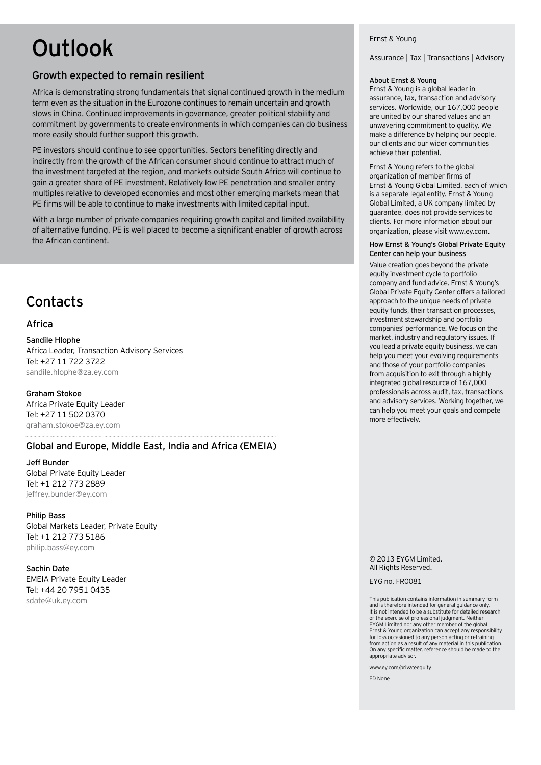# Outlook

## Growth expected to remain resilient

Africa is demonstrating strong fundamentals that signal continued growth in the medium term even as the situation in the Eurozone continues to remain uncertain and growth slows in China. Continued improvements in governance, greater political stability and commitment by governments to create environments in which companies can do business more easily should further support this growth.

PE investors should continue to see opportunities. Sectors benefiting directly and indirectly from the growth of the African consumer should continue to attract much of the investment targeted at the region, and markets outside South Africa will continue to gain a greater share of PE investment. Relatively low PE penetration and smaller entry multiples relative to developed economies and most other emerging markets mean that PE firms will be able to continue to make investments with limited capital input.

With a large number of private companies requiring growth capital and limited availability of alternative funding, PE is well placed to become a significant enabler of growth across the African continent.

# Contacts

## Africa

**Sandile Hlophe**
Africa Leader, Transaction Advisory Services
Tel: +27 11 722 3722
sandile.hlophe@za.ey.com

**Graham Stokoe**
Africa Private Equity Leader
Tel: +27 11 502 0370
graham.stokoe@za.ey.com

## Global and Europe, Middle East, India and Africa (EMEIA)

**Jeff Bunder**
Global Private Equity Leader
Tel: +1 212 773 2889
jeffrey.bunder@ey.com

**Philip Bass**
Global Markets Leader, Private Equity
Tel: +1 212 773 5186
philip.bass@ey.com

**Sachin Date**
EMEIA Private Equity Leader
Tel: +44 20 7951 0435
sdate@uk.ey.com

Ernst & Young

Assurance | Tax | Transactions | Advisory

**About Ernst & Young**
Ernst & Young is a global leader in assurance, tax, transaction and advisory services. Worldwide, our 167,000 people are united by our shared values and an unwavering commitment to quality. We make a difference by helping our people, our clients and our wider communities achieve their potential.

Ernst & Young refers to the global organization of member firms of Ernst & Young Global Limited, each of which is a separate legal entity. Ernst & Young Global Limited, a UK company limited by guarantee, does not provide services to clients. For more information about our organization, please visit www.ey.com.

**How Ernst & Young's Global Private Equity Center can help your business**
Value creation goes beyond the private equity investment cycle to portfolio company and fund advice. Ernst & Young's Global Private Equity Center offers a tailored approach to the unique needs of private equity funds, their transaction processes, investment stewardship and portfolio companies' performance. We focus on the market, industry and regulatory issues. If you lead a private equity business, we can help you meet your evolving requirements and those of your portfolio companies from acquisition to exit through a highly integrated global resource of 167,000 professionals across audit, tax, transactions and advisory services. Working together, we can help you meet your goals and compete more effectively.

© 2013 EYGM Limited.
All Rights Reserved.

EYG no. FR0081

This publication contains information in summary form and is therefore intended for general guidance only. It is not intended to be a substitute for detailed research or the exercise of professional judgment. Neither EYGM Limited nor any other member of the global Ernst & Young organization can accept any responsibility for loss occasioned to any person acting or refraining from action as a result of any material in this publication. On any specific matter, reference should be made to the appropriate advisor.

www.ey.com/privateequity

ED None